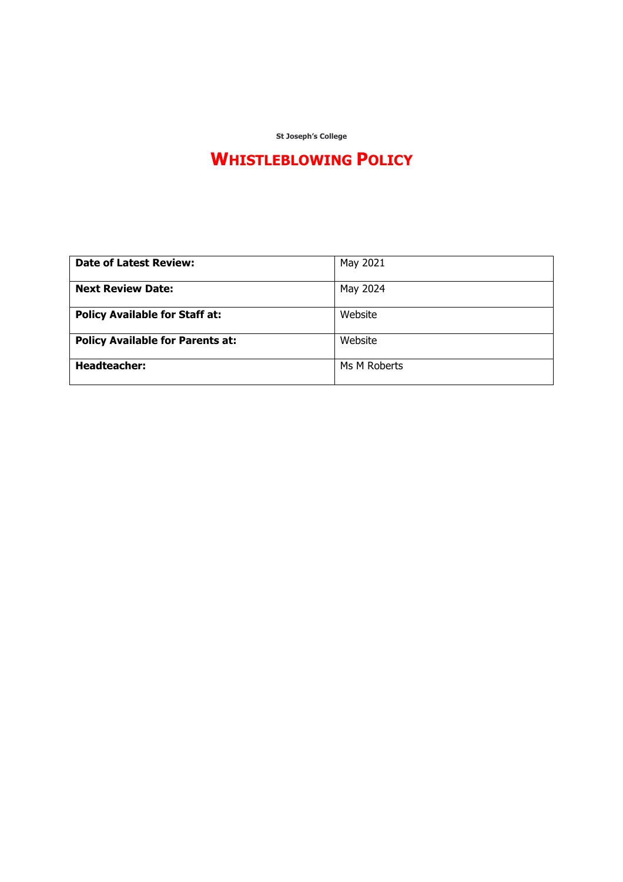**St Joseph's College**

# WHISTLEBLOWING POLICY

| Date of Latest Review: | May 2021 |
| --- | --- |
| **Next Review Date:** | May 2024 |
| **Policy Available for Staff at:** | Website |
| **Policy Available for Parents at:** | Website |
| **Headteacher:** | Ms M Roberts |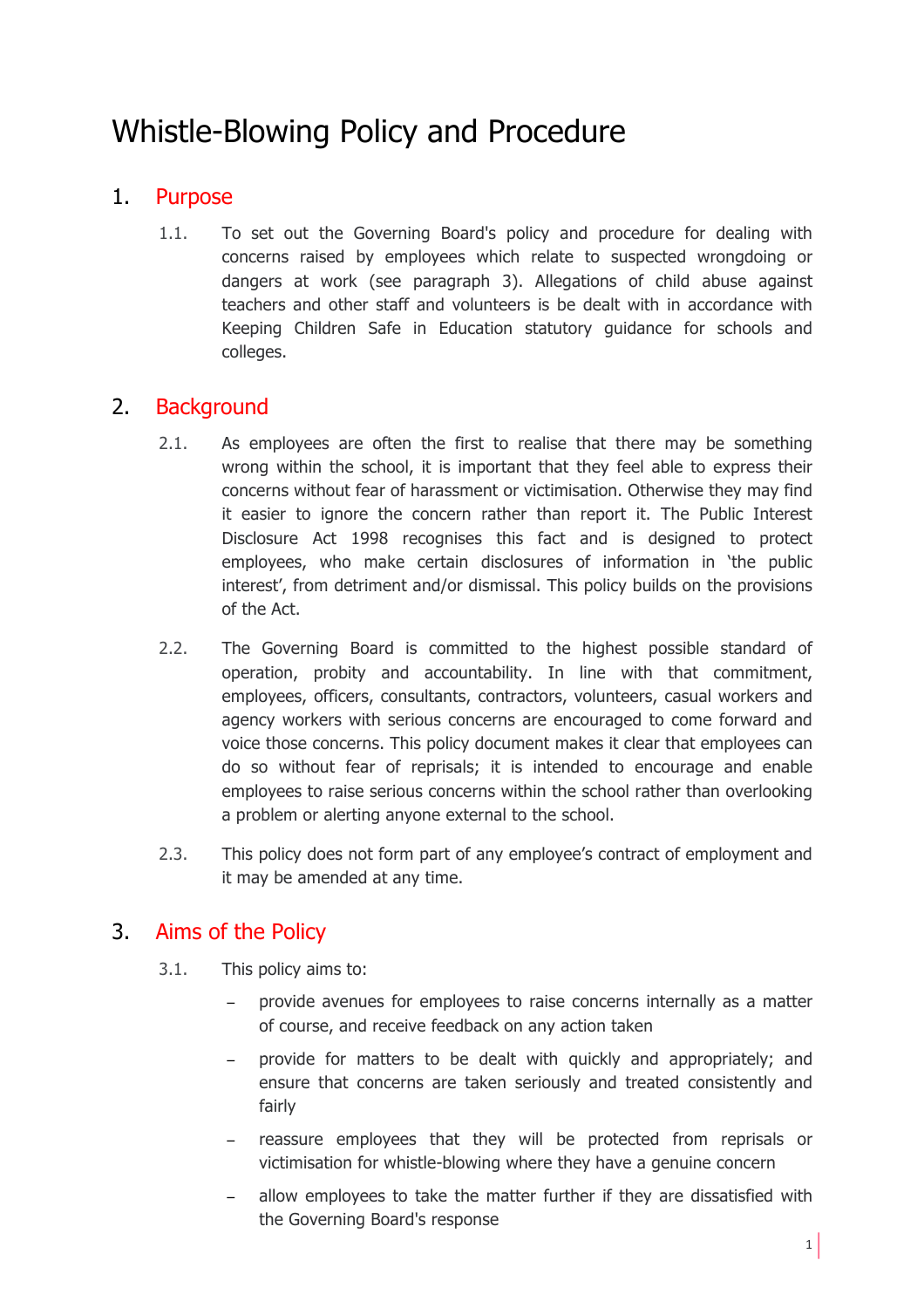# Whistle-Blowing Policy and Procedure

## 1. Purpose

1.1. To set out the Governing Board's policy and procedure for dealing with concerns raised by employees which relate to suspected wrongdoing or dangers at work (see paragraph 3). Allegations of child abuse against teachers and other staff and volunteers is be dealt with in accordance with Keeping Children Safe in Education statutory guidance for schools and colleges.

## 2. Background

2.1. As employees are often the first to realise that there may be something wrong within the school, it is important that they feel able to express their concerns without fear of harassment or victimisation. Otherwise they may find it easier to ignore the concern rather than report it. The Public Interest Disclosure Act 1998 recognises this fact and is designed to protect employees, who make certain disclosures of information in 'the public interest', from detriment and/or dismissal. This policy builds on the provisions of the Act.

2.2. The Governing Board is committed to the highest possible standard of operation, probity and accountability. In line with that commitment, employees, officers, consultants, contractors, volunteers, casual workers and agency workers with serious concerns are encouraged to come forward and voice those concerns. This policy document makes it clear that employees can do so without fear of reprisals; it is intended to encourage and enable employees to raise serious concerns within the school rather than overlooking a problem or alerting anyone external to the school.

2.3. This policy does not form part of any employee's contract of employment and it may be amended at any time.

## 3. Aims of the Policy

3.1. This policy aims to:

- provide avenues for employees to raise concerns internally as a matter of course, and receive feedback on any action taken
- provide for matters to be dealt with quickly and appropriately; and ensure that concerns are taken seriously and treated consistently and fairly
- reassure employees that they will be protected from reprisals or victimisation for whistle-blowing where they have a genuine concern
- allow employees to take the matter further if they are dissatisfied with the Governing Board's response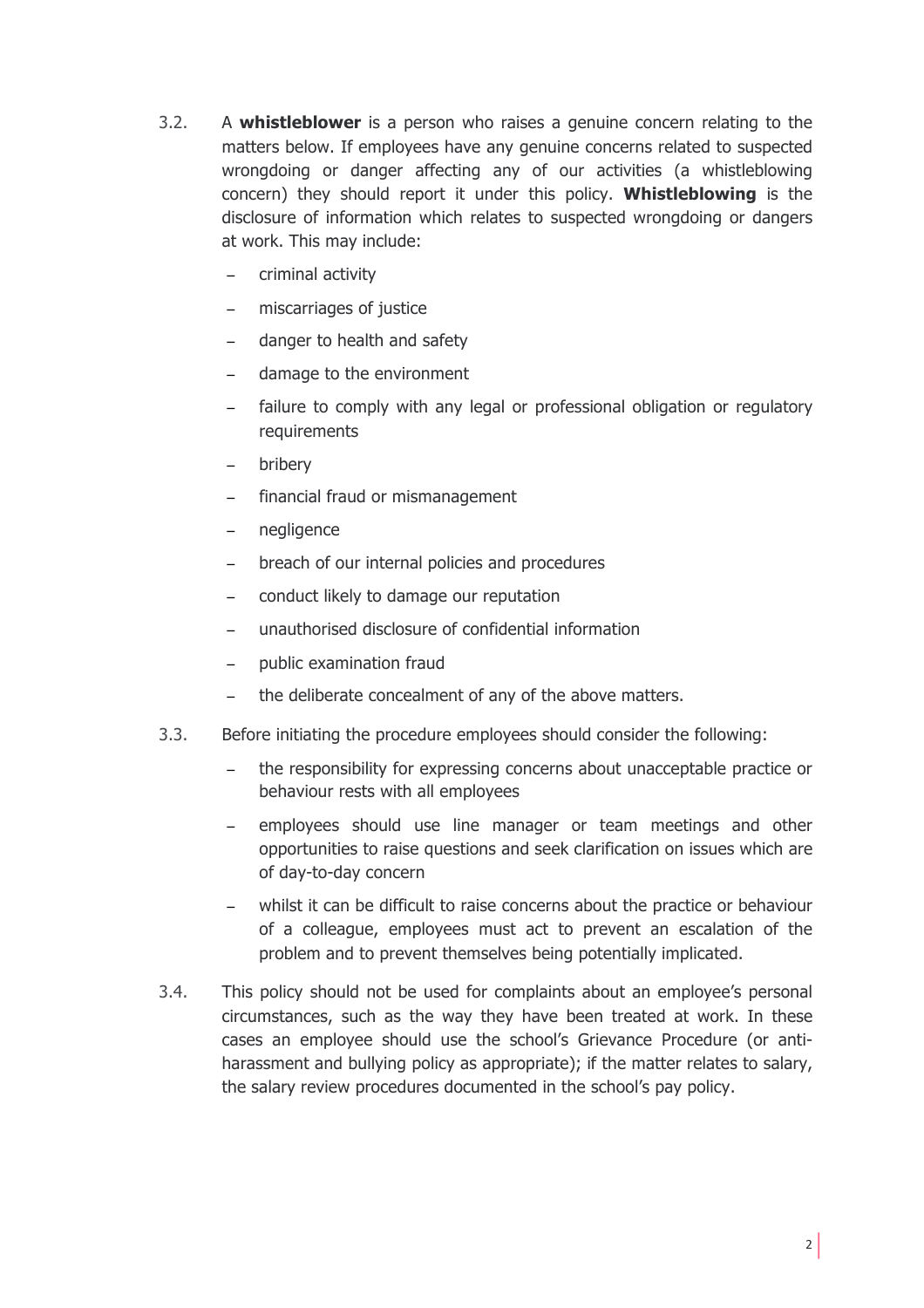3.2. A **whistleblower** is a person who raises a genuine concern relating to the matters below. If employees have any genuine concerns related to suspected wrongdoing or danger affecting any of our activities (a whistleblowing concern) they should report it under this policy. **Whistleblowing** is the disclosure of information which relates to suspected wrongdoing or dangers at work. This may include:

- criminal activity
- miscarriages of justice
- danger to health and safety
- damage to the environment
- failure to comply with any legal or professional obligation or regulatory requirements
- bribery
- financial fraud or mismanagement
- negligence
- breach of our internal policies and procedures
- conduct likely to damage our reputation
- unauthorised disclosure of confidential information
- public examination fraud
- the deliberate concealment of any of the above matters.

3.3. Before initiating the procedure employees should consider the following:

- the responsibility for expressing concerns about unacceptable practice or behaviour rests with all employees
- employees should use line manager or team meetings and other opportunities to raise questions and seek clarification on issues which are of day-to-day concern
- whilst it can be difficult to raise concerns about the practice or behaviour of a colleague, employees must act to prevent an escalation of the problem and to prevent themselves being potentially implicated.

3.4. This policy should not be used for complaints about an employee's personal circumstances, such as the way they have been treated at work. In these cases an employee should use the school's Grievance Procedure (or anti-harassment and bullying policy as appropriate); if the matter relates to salary, the salary review procedures documented in the school's pay policy.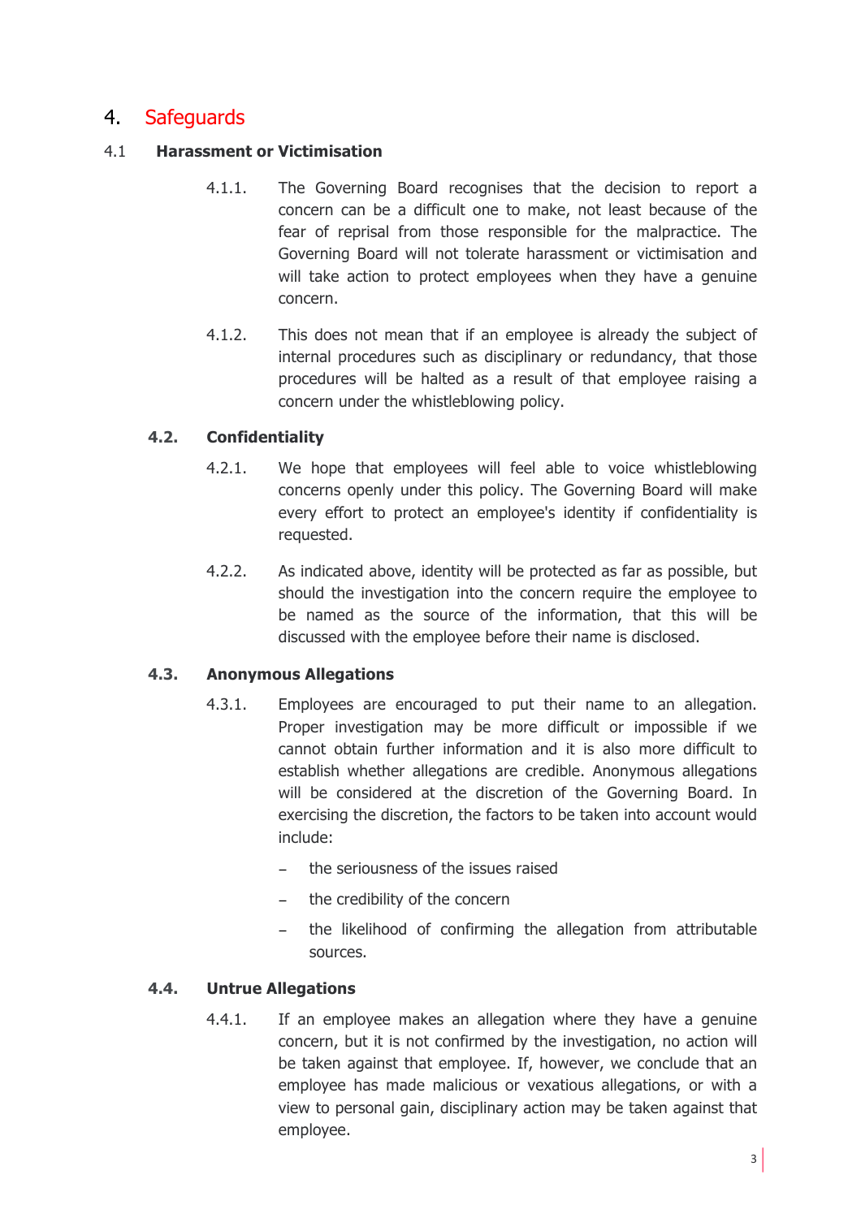# 4. Safeguards

## 4.1 Harassment or Victimisation

4.1.1. The Governing Board recognises that the decision to report a concern can be a difficult one to make, not least because of the fear of reprisal from those responsible for the malpractice. The Governing Board will not tolerate harassment or victimisation and will take action to protect employees when they have a genuine concern.

4.1.2. This does not mean that if an employee is already the subject of internal procedures such as disciplinary or redundancy, that those procedures will be halted as a result of that employee raising a concern under the whistleblowing policy.

## 4.2. Confidentiality

4.2.1. We hope that employees will feel able to voice whistleblowing concerns openly under this policy. The Governing Board will make every effort to protect an employee's identity if confidentiality is requested.

4.2.2. As indicated above, identity will be protected as far as possible, but should the investigation into the concern require the employee to be named as the source of the information, that this will be discussed with the employee before their name is disclosed.

## 4.3. Anonymous Allegations

4.3.1. Employees are encouraged to put their name to an allegation. Proper investigation may be more difficult or impossible if we cannot obtain further information and it is also more difficult to establish whether allegations are credible. Anonymous allegations will be considered at the discretion of the Governing Board. In exercising the discretion, the factors to be taken into account would include:

- the seriousness of the issues raised
- the credibility of the concern
- the likelihood of confirming the allegation from attributable sources.

## 4.4. Untrue Allegations

4.4.1. If an employee makes an allegation where they have a genuine concern, but it is not confirmed by the investigation, no action will be taken against that employee. If, however, we conclude that an employee has made malicious or vexatious allegations, or with a view to personal gain, disciplinary action may be taken against that employee.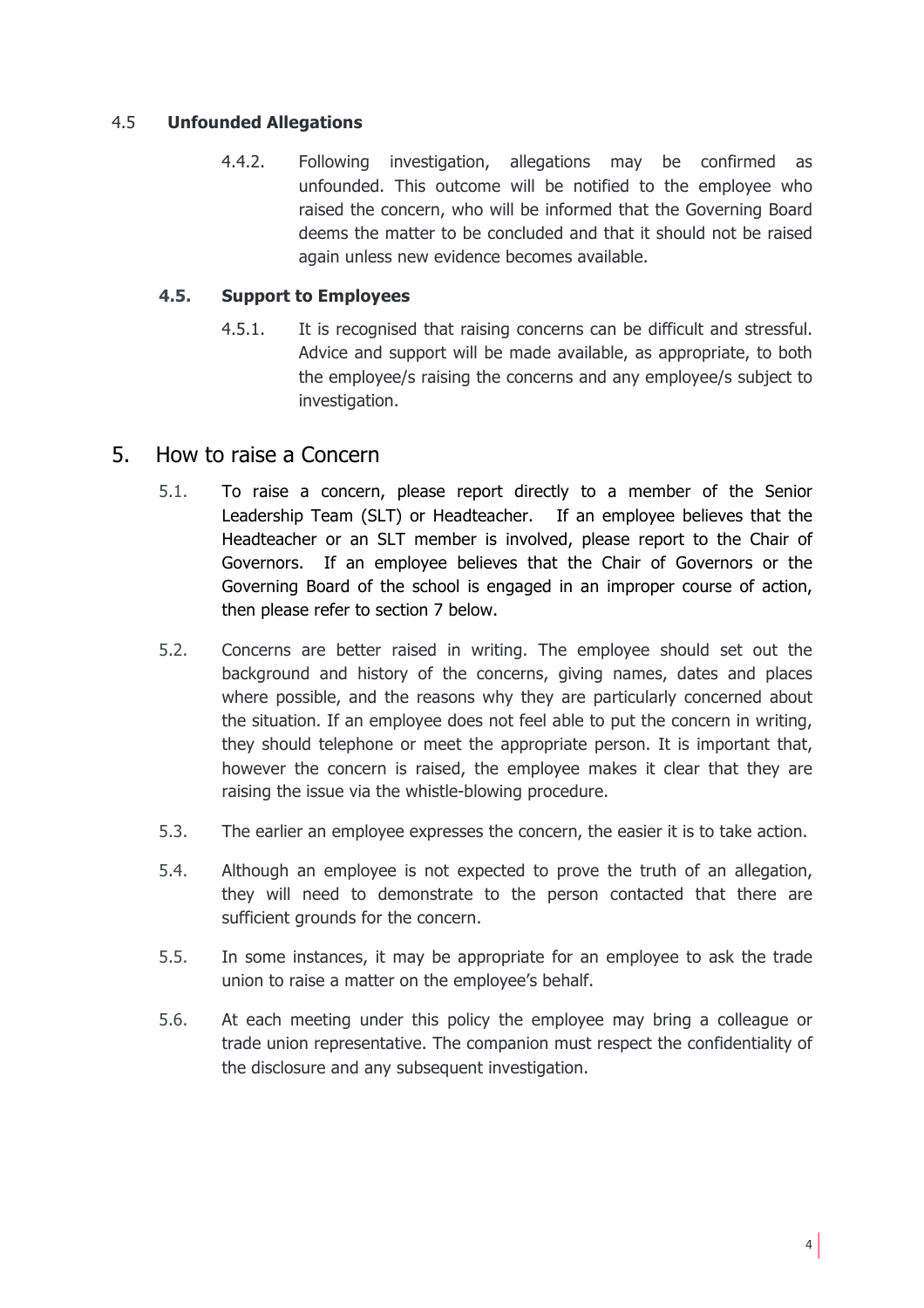### 4.5 Unfounded Allegations

4.4.2. Following investigation, allegations may be confirmed as unfounded. This outcome will be notified to the employee who raised the concern, who will be informed that the Governing Board deems the matter to be concluded and that it should not be raised again unless new evidence becomes available.

### 4.5. Support to Employees

4.5.1. It is recognised that raising concerns can be difficult and stressful. Advice and support will be made available, as appropriate, to both the employee/s raising the concerns and any employee/s subject to investigation.

## 5. How to raise a Concern

5.1. To raise a concern, please report directly to a member of the Senior Leadership Team (SLT) or Headteacher. If an employee believes that the Headteacher or an SLT member is involved, please report to the Chair of Governors. If an employee believes that the Chair of Governors or the Governing Board of the school is engaged in an improper course of action, then please refer to section 7 below.

5.2. Concerns are better raised in writing. The employee should set out the background and history of the concerns, giving names, dates and places where possible, and the reasons why they are particularly concerned about the situation. If an employee does not feel able to put the concern in writing, they should telephone or meet the appropriate person. It is important that, however the concern is raised, the employee makes it clear that they are raising the issue via the whistle-blowing procedure.

5.3. The earlier an employee expresses the concern, the easier it is to take action.

5.4. Although an employee is not expected to prove the truth of an allegation, they will need to demonstrate to the person contacted that there are sufficient grounds for the concern.

5.5. In some instances, it may be appropriate for an employee to ask the trade union to raise a matter on the employee's behalf.

5.6. At each meeting under this policy the employee may bring a colleague or trade union representative. The companion must respect the confidentiality of the disclosure and any subsequent investigation.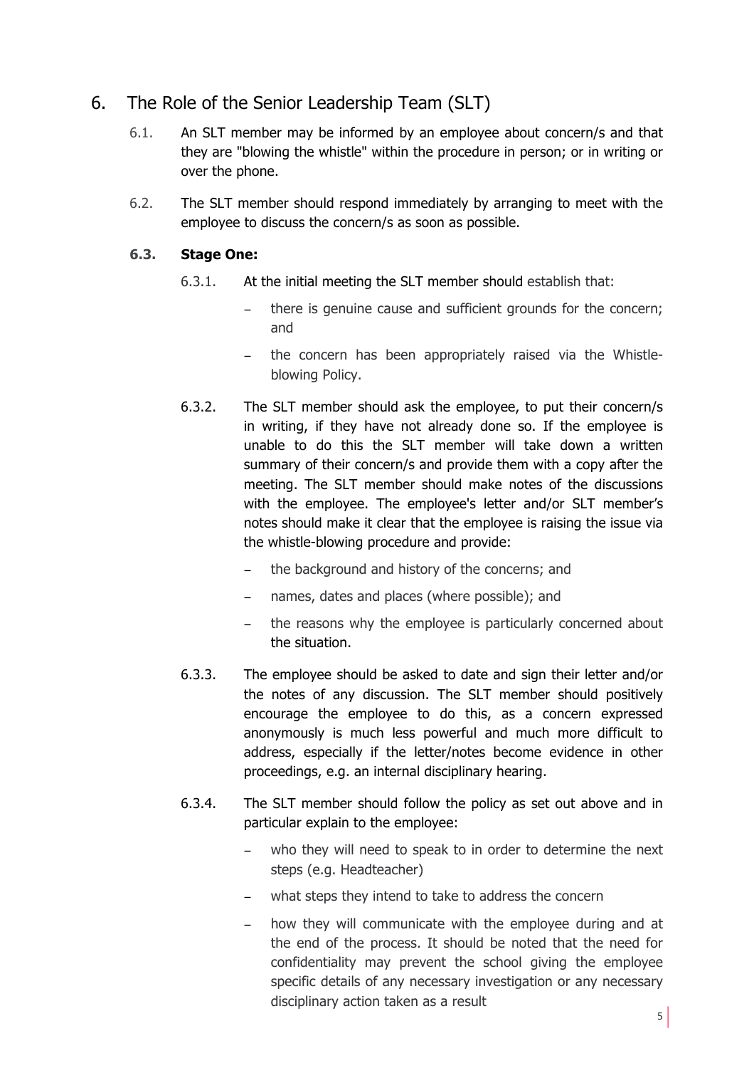## 6. The Role of the Senior Leadership Team (SLT)

6.1. An SLT member may be informed by an employee about concern/s and that they are "blowing the whistle" within the procedure in person; or in writing or over the phone.

6.2. The SLT member should respond immediately by arranging to meet with the employee to discuss the concern/s as soon as possible.

### 6.3. Stage One:

6.3.1. At the initial meeting the SLT member should establish that:

- there is genuine cause and sufficient grounds for the concern; and
- the concern has been appropriately raised via the Whistle-blowing Policy.

6.3.2. The SLT member should ask the employee, to put their concern/s in writing, if they have not already done so. If the employee is unable to do this the SLT member will take down a written summary of their concern/s and provide them with a copy after the meeting. The SLT member should make notes of the discussions with the employee. The employee's letter and/or SLT member's notes should make it clear that the employee is raising the issue via the whistle-blowing procedure and provide:

- the background and history of the concerns; and
- names, dates and places (where possible); and
- the reasons why the employee is particularly concerned about the situation.

6.3.3. The employee should be asked to date and sign their letter and/or the notes of any discussion. The SLT member should positively encourage the employee to do this, as a concern expressed anonymously is much less powerful and much more difficult to address, especially if the letter/notes become evidence in other proceedings, e.g. an internal disciplinary hearing.

6.3.4. The SLT member should follow the policy as set out above and in particular explain to the employee:

- who they will need to speak to in order to determine the next steps (e.g. Headteacher)
- what steps they intend to take to address the concern
- how they will communicate with the employee during and at the end of the process. It should be noted that the need for confidentiality may prevent the school giving the employee specific details of any necessary investigation or any necessary disciplinary action taken as a result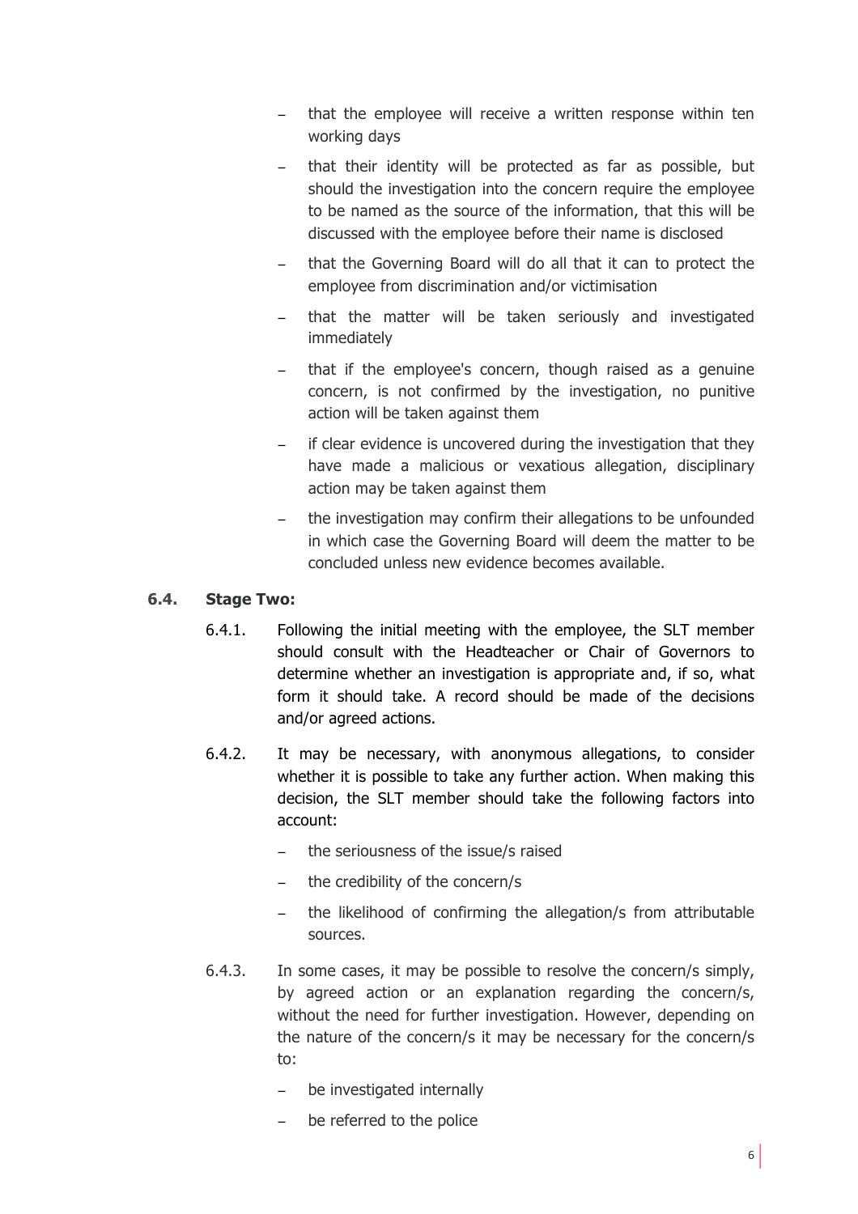- that the employee will receive a written response within ten working days
- that their identity will be protected as far as possible, but should the investigation into the concern require the employee to be named as the source of the information, that this will be discussed with the employee before their name is disclosed
- that the Governing Board will do all that it can to protect the employee from discrimination and/or victimisation
- that the matter will be taken seriously and investigated immediately
- that if the employee's concern, though raised as a genuine concern, is not confirmed by the investigation, no punitive action will be taken against them
- if clear evidence is uncovered during the investigation that they have made a malicious or vexatious allegation, disciplinary action may be taken against them
- the investigation may confirm their allegations to be unfounded in which case the Governing Board will deem the matter to be concluded unless new evidence becomes available.

### 6.4. Stage Two:

6.4.1. Following the initial meeting with the employee, the SLT member should consult with the Headteacher or Chair of Governors to determine whether an investigation is appropriate and, if so, what form it should take. A record should be made of the decisions and/or agreed actions.

6.4.2. It may be necessary, with anonymous allegations, to consider whether it is possible to take any further action. When making this decision, the SLT member should take the following factors into account:

- the seriousness of the issue/s raised
- the credibility of the concern/s
- the likelihood of confirming the allegation/s from attributable sources.

6.4.3. In some cases, it may be possible to resolve the concern/s simply, by agreed action or an explanation regarding the concern/s, without the need for further investigation. However, depending on the nature of the concern/s it may be necessary for the concern/s to:

- be investigated internally
- be referred to the police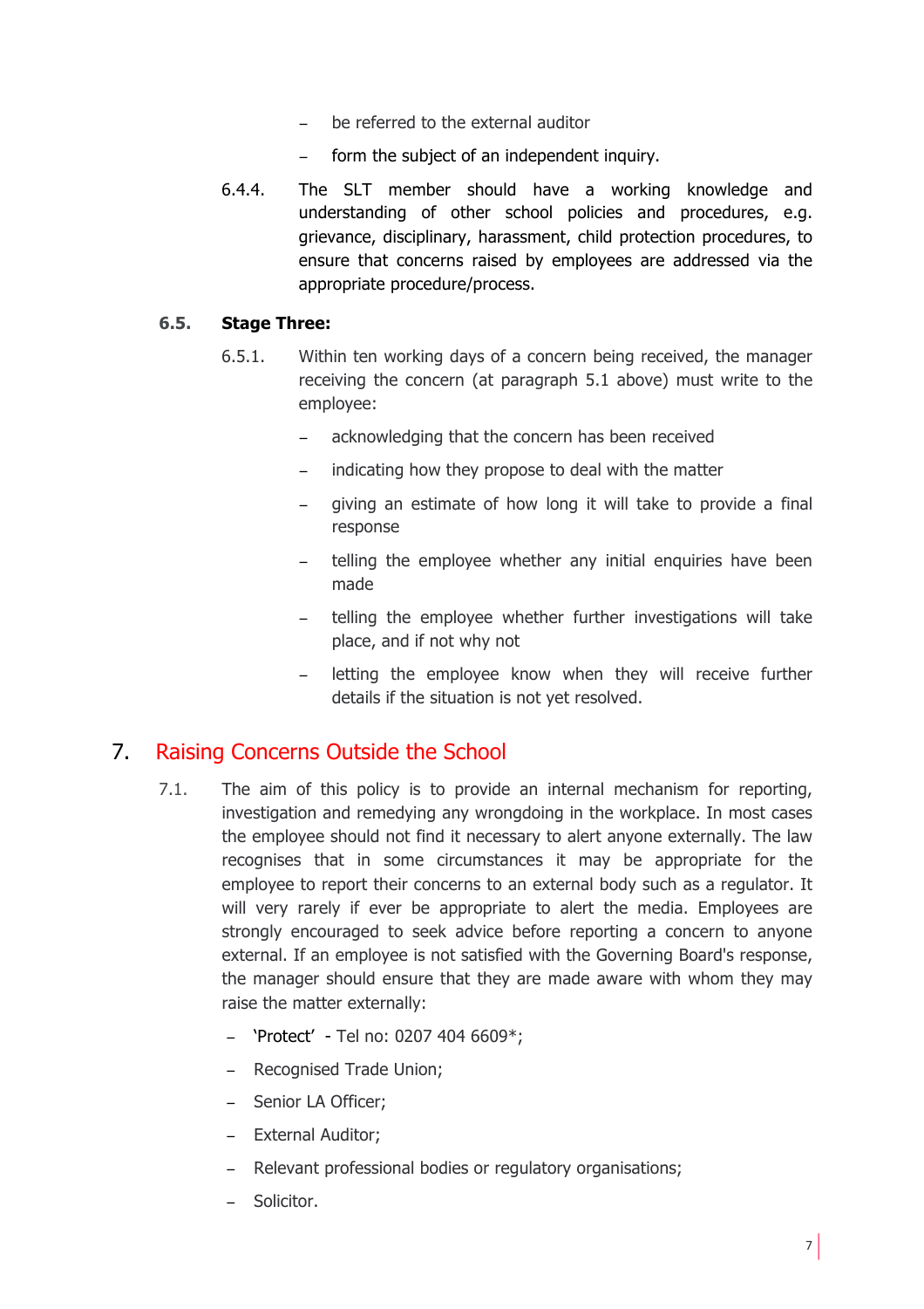- be referred to the external auditor
- form the subject of an independent inquiry.

6.4.4. The SLT member should have a working knowledge and understanding of other school policies and procedures, e.g. grievance, disciplinary, harassment, child protection procedures, to ensure that concerns raised by employees are addressed via the appropriate procedure/process.

### 6.5. Stage Three:

6.5.1. Within ten working days of a concern being received, the manager receiving the concern (at paragraph 5.1 above) must write to the employee:

- acknowledging that the concern has been received
- indicating how they propose to deal with the matter
- giving an estimate of how long it will take to provide a final response
- telling the employee whether any initial enquiries have been made
- telling the employee whether further investigations will take place, and if not why not
- letting the employee know when they will receive further details if the situation is not yet resolved.

## 7. Raising Concerns Outside the School

7.1. The aim of this policy is to provide an internal mechanism for reporting, investigation and remedying any wrongdoing in the workplace. In most cases the employee should not find it necessary to alert anyone externally. The law recognises that in some circumstances it may be appropriate for the employee to report their concerns to an external body such as a regulator. It will very rarely if ever be appropriate to alert the media. Employees are strongly encouraged to seek advice before reporting a concern to anyone external. If an employee is not satisfied with the Governing Board's response, the manager should ensure that they are made aware with whom they may raise the matter externally:

- 'Protect' - Tel no: 0207 404 6609*;
- Recognised Trade Union;
- Senior LA Officer;
- External Auditor;
- Relevant professional bodies or regulatory organisations;
- Solicitor.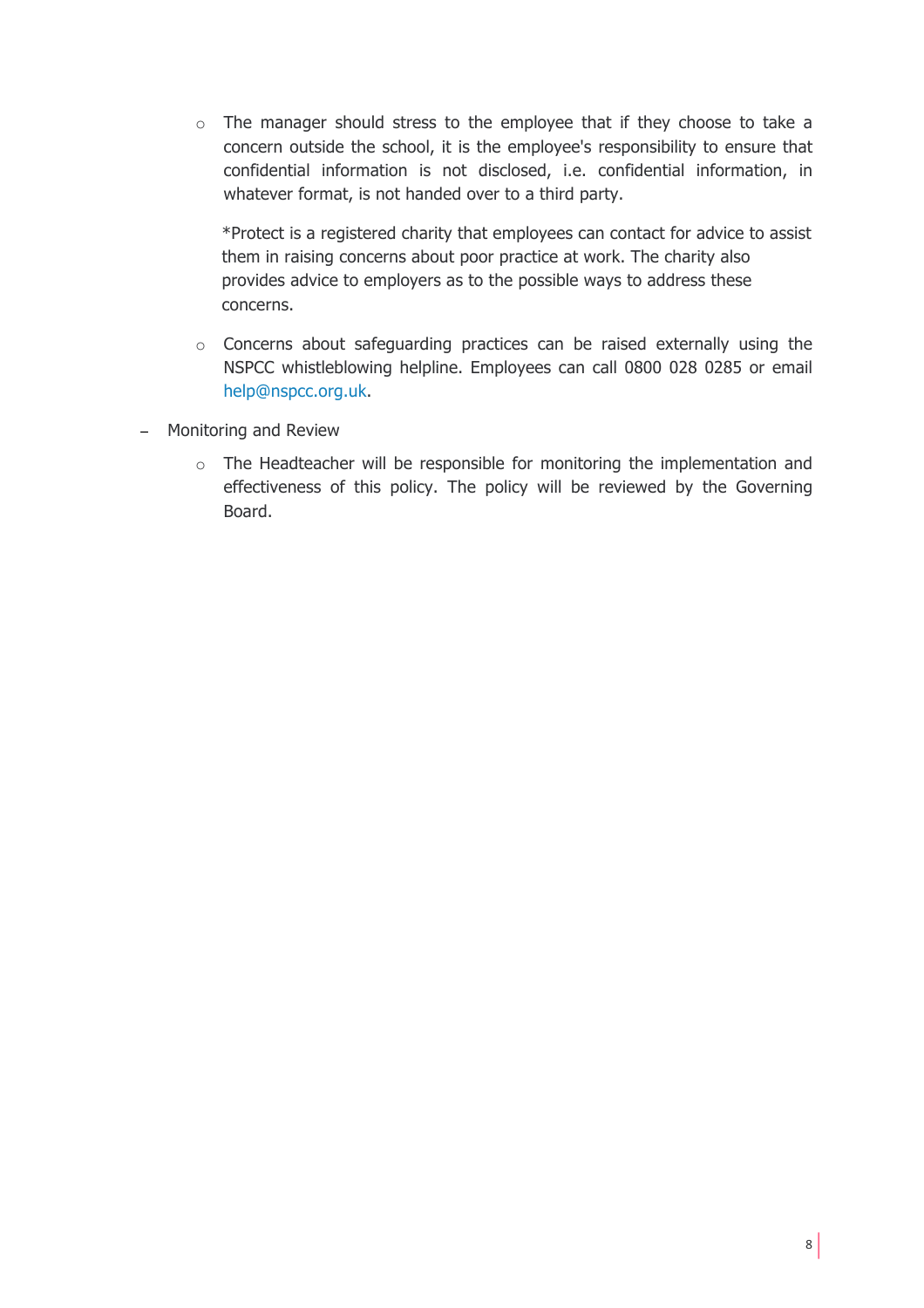- The manager should stress to the employee that if they choose to take a concern outside the school, it is the employee's responsibility to ensure that confidential information is not disclosed, i.e. confidential information, in whatever format, is not handed over to a third party.

    *Protect is a registered charity that employees can contact for advice to assist them in raising concerns about poor practice at work. The charity also provides advice to employers as to the possible ways to address these concerns.

  - Concerns about safeguarding practices can be raised externally using the NSPCC whistleblowing helpline. Employees can call 0800 028 0285 or email help@nspcc.org.uk.

- Monitoring and Review
  - The Headteacher will be responsible for monitoring the implementation and effectiveness of this policy. The policy will be reviewed by the Governing Board.